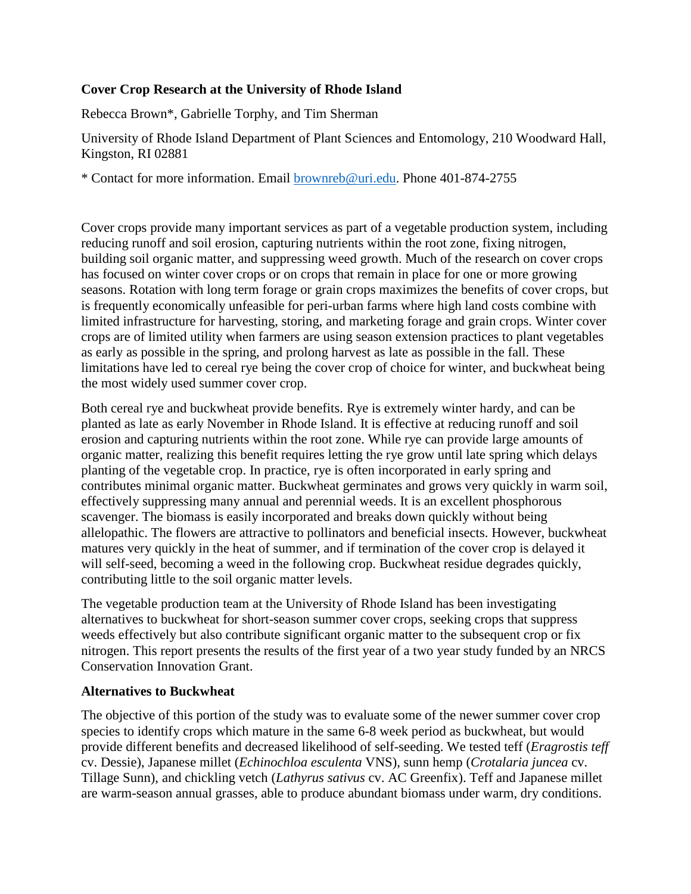**Cover Crop Research at the University of Rhode Island**

Rebecca Brown*, Gabrielle Torphy, and Tim Sherman

University of Rhode Island Department of Plant Sciences and Entomology, 210 Woodward Hall, Kingston, RI 02881

* Contact for more information. Email brownreb@uri.edu. Phone 401-874-2755

Cover crops provide many important services as part of a vegetable production system, including reducing runoff and soil erosion, capturing nutrients within the root zone, fixing nitrogen, building soil organic matter, and suppressing weed growth. Much of the research on cover crops has focused on winter cover crops or on crops that remain in place for one or more growing seasons. Rotation with long term forage or grain crops maximizes the benefits of cover crops, but is frequently economically unfeasible for peri-urban farms where high land costs combine with limited infrastructure for harvesting, storing, and marketing forage and grain crops. Winter cover crops are of limited utility when farmers are using season extension practices to plant vegetables as early as possible in the spring, and prolong harvest as late as possible in the fall. These limitations have led to cereal rye being the cover crop of choice for winter, and buckwheat being the most widely used summer cover crop.

Both cereal rye and buckwheat provide benefits. Rye is extremely winter hardy, and can be planted as late as early November in Rhode Island. It is effective at reducing runoff and soil erosion and capturing nutrients within the root zone. While rye can provide large amounts of organic matter, realizing this benefit requires letting the rye grow until late spring which delays planting of the vegetable crop. In practice, rye is often incorporated in early spring and contributes minimal organic matter. Buckwheat germinates and grows very quickly in warm soil, effectively suppressing many annual and perennial weeds. It is an excellent phosphorous scavenger. The biomass is easily incorporated and breaks down quickly without being allelopathic. The flowers are attractive to pollinators and beneficial insects. However, buckwheat matures very quickly in the heat of summer, and if termination of the cover crop is delayed it will self-seed, becoming a weed in the following crop. Buckwheat residue degrades quickly, contributing little to the soil organic matter levels.

The vegetable production team at the University of Rhode Island has been investigating alternatives to buckwheat for short-season summer cover crops, seeking crops that suppress weeds effectively but also contribute significant organic matter to the subsequent crop or fix nitrogen. This report presents the results of the first year of a two year study funded by an NRCS Conservation Innovation Grant.

**Alternatives to Buckwheat**

The objective of this portion of the study was to evaluate some of the newer summer cover crop species to identify crops which mature in the same 6-8 week period as buckwheat, but would provide different benefits and decreased likelihood of self-seeding. We tested teff (*Eragrostis teff* cv. Dessie), Japanese millet (*Echinochloa esculenta* VNS), sunn hemp (*Crotalaria juncea* cv. Tillage Sunn), and chickling vetch (*Lathyrus sativus* cv. AC Greenfix). Teff and Japanese millet are warm-season annual grasses, able to produce abundant biomass under warm, dry conditions.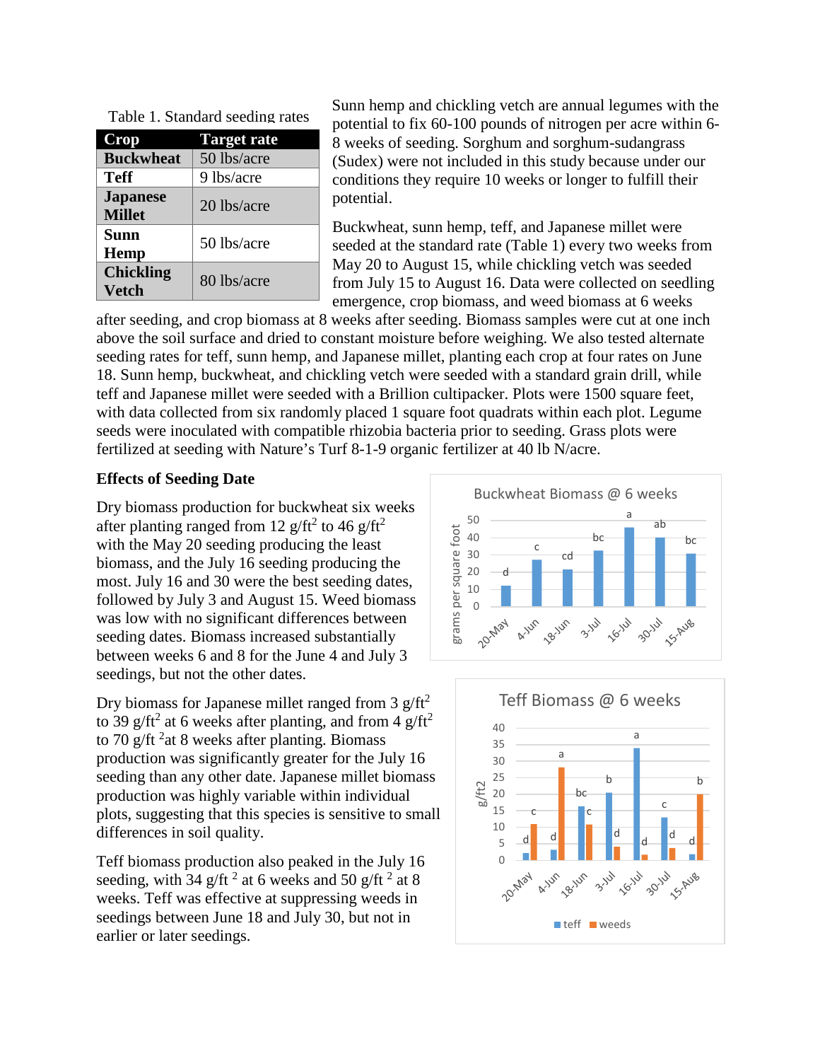Table 1. Standard seeding rates

| Crop | Target rate |
|---|---|
| **Buckwheat** | 50 lbs/acre |
| **Teff** | 9 lbs/acre |
| **Japanese Millet** | 20 lbs/acre |
| **Sunn Hemp** | 50 lbs/acre |
| **Chickling Vetch** | 80 lbs/acre |

Sunn hemp and chickling vetch are annual legumes with the potential to fix 60-100 pounds of nitrogen per acre within 6-8 weeks of seeding. Sorghum and sorghum-sudangrass (Sudex) were not included in this study because under our conditions they require 10 weeks or longer to fulfill their potential.

Buckwheat, sunn hemp, teff, and Japanese millet were seeded at the standard rate (Table 1) every two weeks from May 20 to August 15, while chickling vetch was seeded from July 15 to August 16. Data were collected on seedling emergence, crop biomass, and weed biomass at 6 weeks after seeding, and crop biomass at 8 weeks after seeding. Biomass samples were cut at one inch above the soil surface and dried to constant moisture before weighing. We also tested alternate seeding rates for teff, sunn hemp, and Japanese millet, planting each crop at four rates on June 18. Sunn hemp, buckwheat, and chickling vetch were seeded with a standard grain drill, while teff and Japanese millet were seeded with a Brillion cultipacker. Plots were 1500 square feet, with data collected from six randomly placed 1 square foot quadrats within each plot. Legume seeds were inoculated with compatible rhizobia bacteria prior to seeding. Grass plots were fertilized at seeding with Nature's Turf 8-1-9 organic fertilizer at 40 lb N/acre.

**Effects of Seeding Date**

Dry biomass production for buckwheat six weeks after planting ranged from 12 g/ft$^2$ to 46 g/ft$^2$ with the May 20 seeding producing the least biomass, and the July 16 seeding producing the most. July 16 and 30 were the best seeding dates, followed by July 3 and August 15. Weed biomass was low with no significant differences between seeding dates. Biomass increased substantially between weeks 6 and 8 for the June 4 and July 3 seedings, but not the other dates.

Buckwheat Biomass @ 6 weeks

| Seeding date | Biomass (grams per square foot, approx.) | Letter |
|---|---|---|
| 20-May | 12 | d |
| 4-Jun | 27 | c |
| 18-Jun | 21 | cd |
| 3-Jul | 32 | bc |
| 16-Jul | 46 | a |
| 30-Jul | 40 | ab |
| 15-Aug | 31 | bc |

Dry biomass for Japanese millet ranged from 3 g/ft$^2$ to 39 g/ft$^2$ at 6 weeks after planting, and from 4 g/ft$^2$ to 70 g/ft $^2$at 8 weeks after planting. Biomass production was significantly greater for the July 16 seeding than any other date. Japanese millet biomass production was highly variable within individual plots, suggesting that this species is sensitive to small differences in soil quality.

Teff biomass production also peaked in the July 16 seeding, with 34 g/ft $^2$ at 6 weeks and 50 g/ft $^2$ at 8 weeks. Teff was effective at suppressing weeds in seedings between June 18 and July 30, but not in earlier or later seedings.

Teff Biomass @ 6 weeks

| Seeding date | Teff (g/ft2, approx.) | Teff letter | Weeds (g/ft2, approx.) | Weeds letter |
|---|---|---|---|---|
| 20-May | 2 | d | 11 | c |
| 4-Jun | 3 | d | 28 | a |
| 18-Jun | 16 | bc | 11 | c |
| 3-Jul | 20 | b | 4 | d |
| 16-Jul | 34 | a | 1.5 | d |
| 30-Jul | 13 | c | 3.5 | d |
| 15-Aug | 1.5 | d | 20 | b |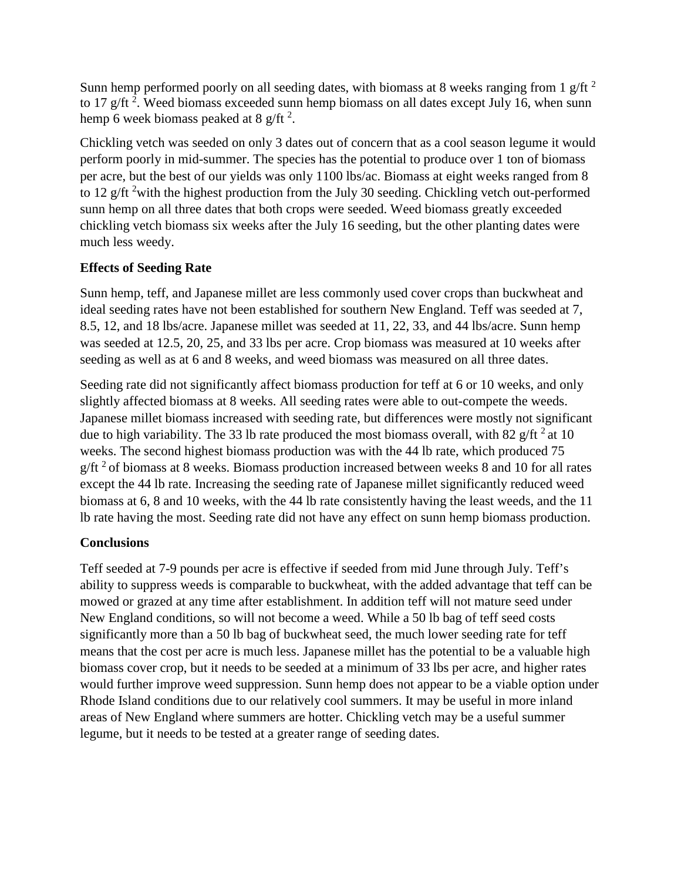Sunn hemp performed poorly on all seeding dates, with biomass at 8 weeks ranging from 1 $g/ft^2$ to 17 $g/ft^2$. Weed biomass exceeded sunn hemp biomass on all dates except July 16, when sunn hemp 6 week biomass peaked at 8 $g/ft^2$.

Chickling vetch was seeded on only 3 dates out of concern that as a cool season legume it would perform poorly in mid-summer. The species has the potential to produce over 1 ton of biomass per acre, but the best of our yields was only 1100 lbs/ac. Biomass at eight weeks ranged from 8 to 12 $g/ft^2$ with the highest production from the July 30 seeding. Chickling vetch out-performed sunn hemp on all three dates that both crops were seeded. Weed biomass greatly exceeded chickling vetch biomass six weeks after the July 16 seeding, but the other planting dates were much less weedy.

**Effects of Seeding Rate**

Sunn hemp, teff, and Japanese millet are less commonly used cover crops than buckwheat and ideal seeding rates have not been established for southern New England. Teff was seeded at 7, 8.5, 12, and 18 lbs/acre. Japanese millet was seeded at 11, 22, 33, and 44 lbs/acre. Sunn hemp was seeded at 12.5, 20, 25, and 33 lbs per acre. Crop biomass was measured at 10 weeks after seeding as well as at 6 and 8 weeks, and weed biomass was measured on all three dates.

Seeding rate did not significantly affect biomass production for teff at 6 or 10 weeks, and only slightly affected biomass at 8 weeks. All seeding rates were able to out-compete the weeds. Japanese millet biomass increased with seeding rate, but differences were mostly not significant due to high variability. The 33 lb rate produced the most biomass overall, with 82 $g/ft^2$ at 10 weeks. The second highest biomass production was with the 44 lb rate, which produced 75 $g/ft^2$ of biomass at 8 weeks. Biomass production increased between weeks 8 and 10 for all rates except the 44 lb rate. Increasing the seeding rate of Japanese millet significantly reduced weed biomass at 6, 8 and 10 weeks, with the 44 lb rate consistently having the least weeds, and the 11 lb rate having the most. Seeding rate did not have any effect on sunn hemp biomass production.

**Conclusions**

Teff seeded at 7-9 pounds per acre is effective if seeded from mid June through July. Teff's ability to suppress weeds is comparable to buckwheat, with the added advantage that teff can be mowed or grazed at any time after establishment. In addition teff will not mature seed under New England conditions, so will not become a weed. While a 50 lb bag of teff seed costs significantly more than a 50 lb bag of buckwheat seed, the much lower seeding rate for teff means that the cost per acre is much less. Japanese millet has the potential to be a valuable high biomass cover crop, but it needs to be seeded at a minimum of 33 lbs per acre, and higher rates would further improve weed suppression. Sunn hemp does not appear to be a viable option under Rhode Island conditions due to our relatively cool summers. It may be useful in more inland areas of New England where summers are hotter. Chickling vetch may be a useful summer legume, but it needs to be tested at a greater range of seeding dates.